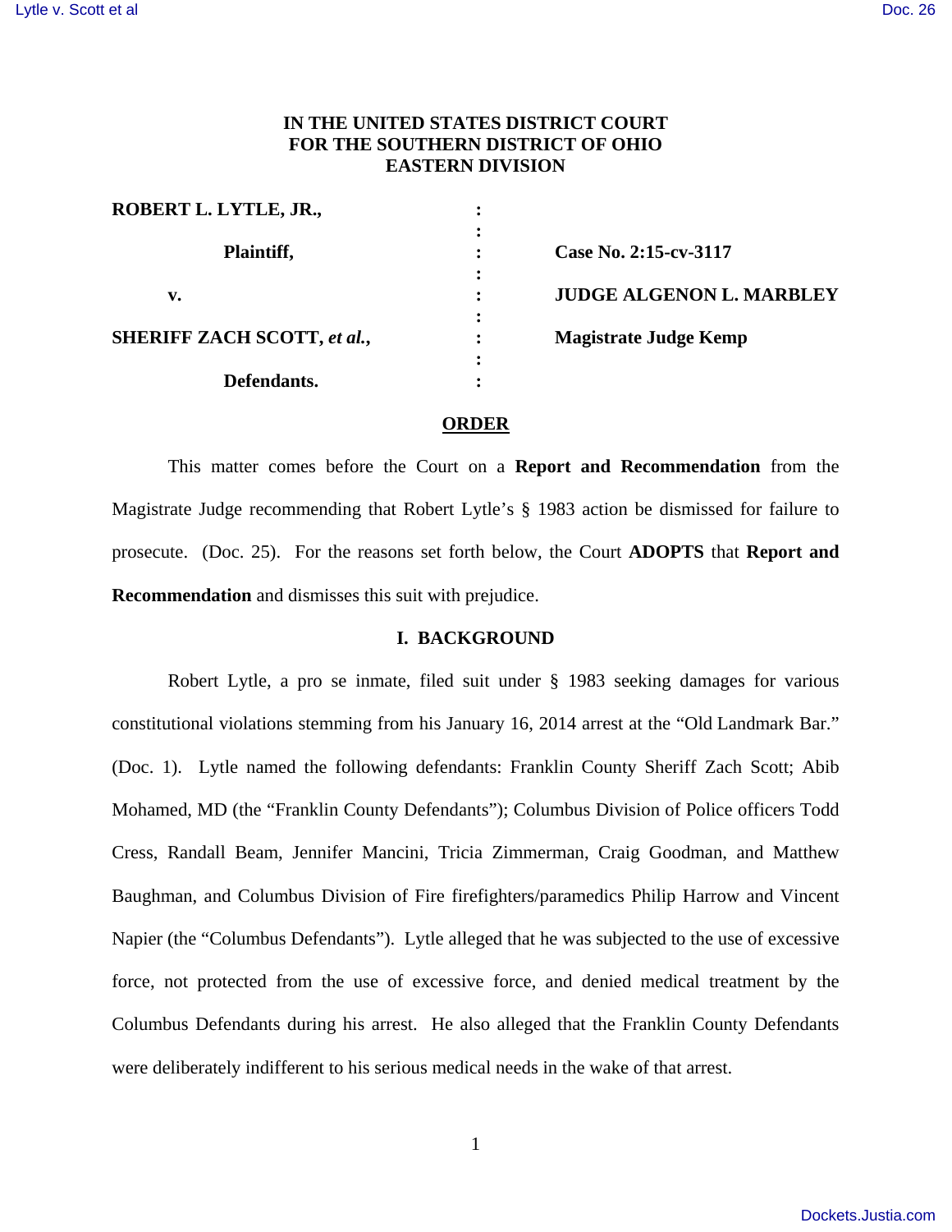**IN THE UNITED STATES DISTRICT COURT**
**FOR THE SOUTHERN DISTRICT OF OHIO**
**EASTERN DIVISION**

| | | |
|---|---|---|
| **ROBERT L. LYTLE, JR.,** | : | |
| **Plaintiff,** | : | **Case No. 2:15-cv-3117** |
| **v.** | : | **JUDGE ALGENON L. MARBLEY** |
| **SHERIFF ZACH SCOTT, *et al.*,** | : | **Magistrate Judge Kemp** |
| **Defendants.** | : | |

## ORDER

This matter comes before the Court on a **Report and Recommendation** from the Magistrate Judge recommending that Robert Lytle's § 1983 action be dismissed for failure to prosecute. (Doc. 25). For the reasons set forth below, the Court **ADOPTS** that **Report and Recommendation** and dismisses this suit with prejudice.

## I. BACKGROUND

Robert Lytle, a pro se inmate, filed suit under § 1983 seeking damages for various constitutional violations stemming from his January 16, 2014 arrest at the "Old Landmark Bar." (Doc. 1). Lytle named the following defendants: Franklin County Sheriff Zach Scott; Abib Mohamed, MD (the "Franklin County Defendants"); Columbus Division of Police officers Todd Cress, Randall Beam, Jennifer Mancini, Tricia Zimmerman, Craig Goodman, and Matthew Baughman, and Columbus Division of Fire firefighters/paramedics Philip Harrow and Vincent Napier (the "Columbus Defendants"). Lytle alleged that he was subjected to the use of excessive force, not protected from the use of excessive force, and denied medical treatment by the Columbus Defendants during his arrest. He also alleged that the Franklin County Defendants were deliberately indifferent to his serious medical needs in the wake of that arrest.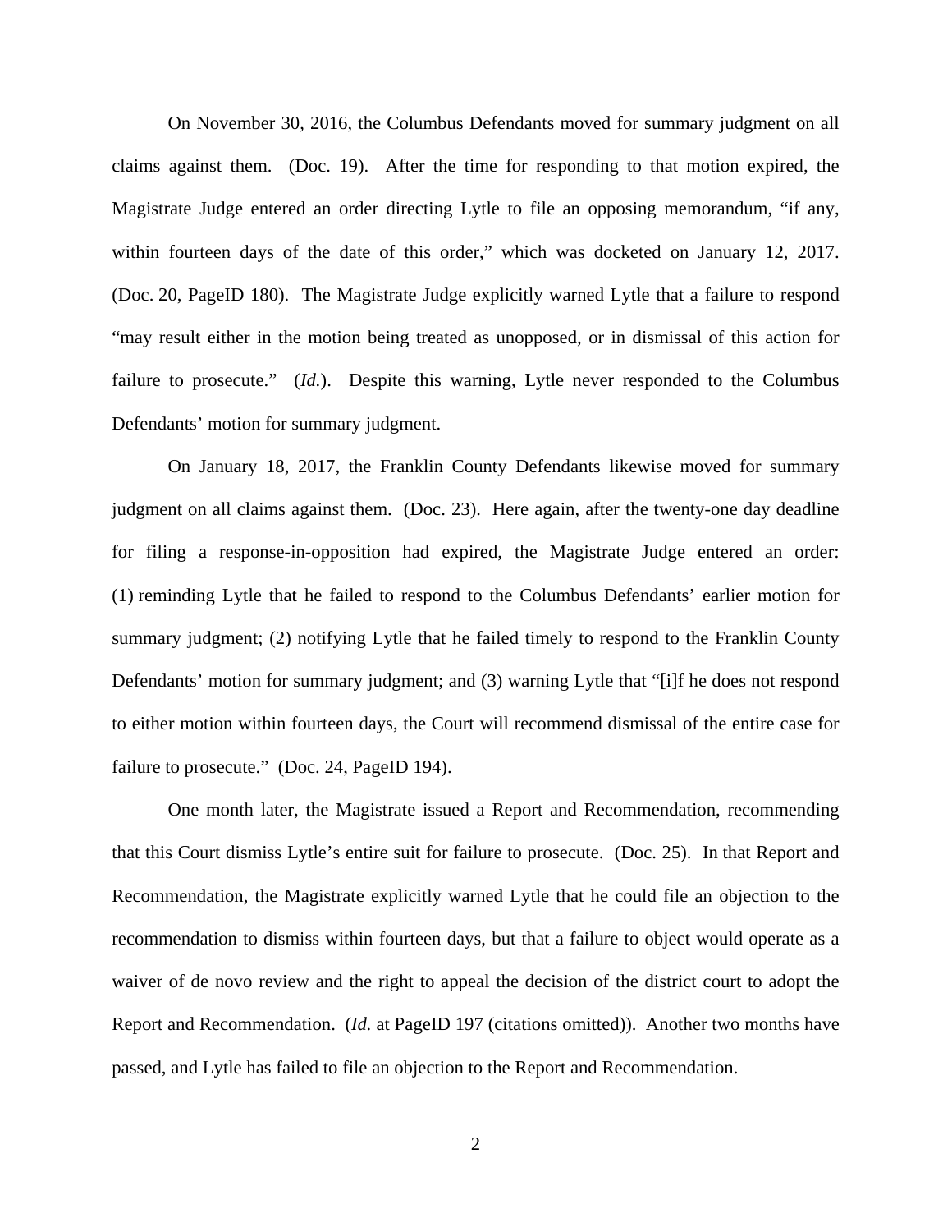On November 30, 2016, the Columbus Defendants moved for summary judgment on all claims against them. (Doc. 19). After the time for responding to that motion expired, the Magistrate Judge entered an order directing Lytle to file an opposing memorandum, "if any, within fourteen days of the date of this order," which was docketed on January 12, 2017. (Doc. 20, PageID 180). The Magistrate Judge explicitly warned Lytle that a failure to respond "may result either in the motion being treated as unopposed, or in dismissal of this action for failure to prosecute." (*Id.*). Despite this warning, Lytle never responded to the Columbus Defendants' motion for summary judgment.

On January 18, 2017, the Franklin County Defendants likewise moved for summary judgment on all claims against them. (Doc. 23). Here again, after the twenty-one day deadline for filing a response-in-opposition had expired, the Magistrate Judge entered an order: (1) reminding Lytle that he failed to respond to the Columbus Defendants' earlier motion for summary judgment; (2) notifying Lytle that he failed timely to respond to the Franklin County Defendants' motion for summary judgment; and (3) warning Lytle that "[i]f he does not respond to either motion within fourteen days, the Court will recommend dismissal of the entire case for failure to prosecute." (Doc. 24, PageID 194).

One month later, the Magistrate issued a Report and Recommendation, recommending that this Court dismiss Lytle's entire suit for failure to prosecute. (Doc. 25). In that Report and Recommendation, the Magistrate explicitly warned Lytle that he could file an objection to the recommendation to dismiss within fourteen days, but that a failure to object would operate as a waiver of de novo review and the right to appeal the decision of the district court to adopt the Report and Recommendation. (*Id.* at PageID 197 (citations omitted)). Another two months have passed, and Lytle has failed to file an objection to the Report and Recommendation.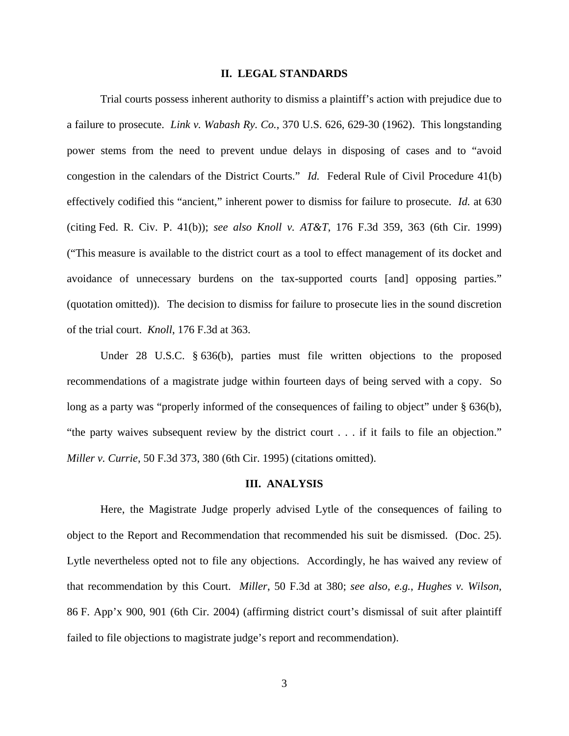## II. LEGAL STANDARDS

Trial courts possess inherent authority to dismiss a plaintiff's action with prejudice due to a failure to prosecute. *Link v. Wabash Ry. Co.*, 370 U.S. 626, 629-30 (1962). This longstanding power stems from the need to prevent undue delays in disposing of cases and to "avoid congestion in the calendars of the District Courts." *Id.* Federal Rule of Civil Procedure 41(b) effectively codified this "ancient," inherent power to dismiss for failure to prosecute. *Id.* at 630 (citing Fed. R. Civ. P. 41(b)); *see also Knoll v. AT&T*, 176 F.3d 359, 363 (6th Cir. 1999) ("This measure is available to the district court as a tool to effect management of its docket and avoidance of unnecessary burdens on the tax-supported courts [and] opposing parties." (quotation omitted)). The decision to dismiss for failure to prosecute lies in the sound discretion of the trial court. *Knoll*, 176 F.3d at 363.

Under 28 U.S.C. § 636(b), parties must file written objections to the proposed recommendations of a magistrate judge within fourteen days of being served with a copy. So long as a party was "properly informed of the consequences of failing to object" under § 636(b), "the party waives subsequent review by the district court . . . if it fails to file an objection." *Miller v. Currie*, 50 F.3d 373, 380 (6th Cir. 1995) (citations omitted).

## III. ANALYSIS

Here, the Magistrate Judge properly advised Lytle of the consequences of failing to object to the Report and Recommendation that recommended his suit be dismissed. (Doc. 25). Lytle nevertheless opted not to file any objections. Accordingly, he has waived any review of that recommendation by this Court. *Miller*, 50 F.3d at 380; *see also, e.g.*, *Hughes v. Wilson*, 86 F. App'x 900, 901 (6th Cir. 2004) (affirming district court's dismissal of suit after plaintiff failed to file objections to magistrate judge's report and recommendation).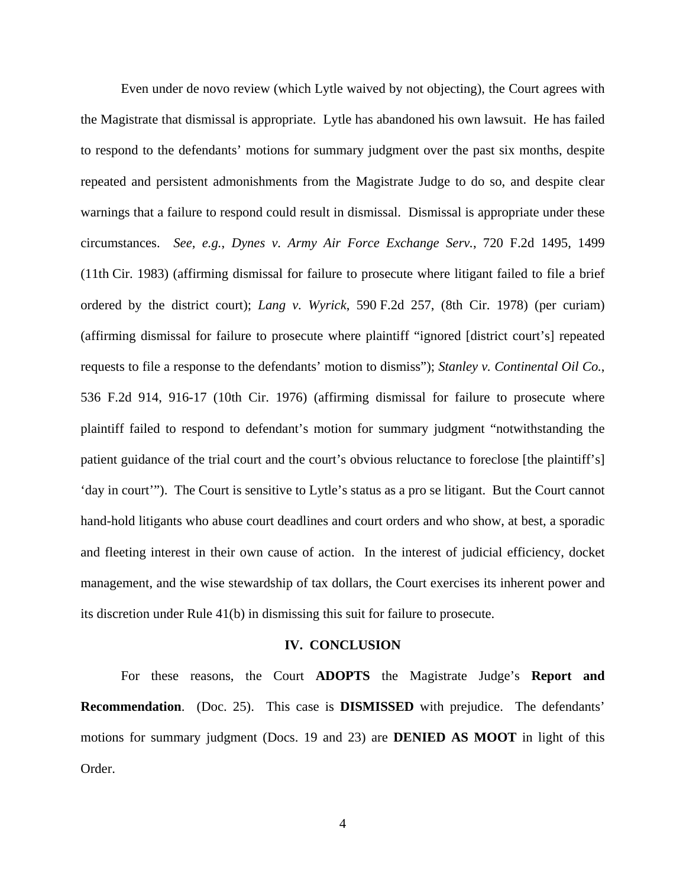Even under de novo review (which Lytle waived by not objecting), the Court agrees with the Magistrate that dismissal is appropriate. Lytle has abandoned his own lawsuit. He has failed to respond to the defendants' motions for summary judgment over the past six months, despite repeated and persistent admonishments from the Magistrate Judge to do so, and despite clear warnings that a failure to respond could result in dismissal. Dismissal is appropriate under these circumstances. *See, e.g.*, *Dynes v. Army Air Force Exchange Serv.*, 720 F.2d 1495, 1499 (11th Cir. 1983) (affirming dismissal for failure to prosecute where litigant failed to file a brief ordered by the district court); *Lang v. Wyrick*, 590 F.2d 257, (8th Cir. 1978) (per curiam) (affirming dismissal for failure to prosecute where plaintiff "ignored [district court's] repeated requests to file a response to the defendants' motion to dismiss"); *Stanley v. Continental Oil Co.*, 536 F.2d 914, 916-17 (10th Cir. 1976) (affirming dismissal for failure to prosecute where plaintiff failed to respond to defendant's motion for summary judgment "notwithstanding the patient guidance of the trial court and the court's obvious reluctance to foreclose [the plaintiff's] 'day in court'"). The Court is sensitive to Lytle's status as a pro se litigant. But the Court cannot hand-hold litigants who abuse court deadlines and court orders and who show, at best, a sporadic and fleeting interest in their own cause of action. In the interest of judicial efficiency, docket management, and the wise stewardship of tax dollars, the Court exercises its inherent power and its discretion under Rule 41(b) in dismissing this suit for failure to prosecute.

## IV. CONCLUSION

For these reasons, the Court **ADOPTS** the Magistrate Judge's **Report and Recommendation**. (Doc. 25). This case is **DISMISSED** with prejudice. The defendants' motions for summary judgment (Docs. 19 and 23) are **DENIED AS MOOT** in light of this Order.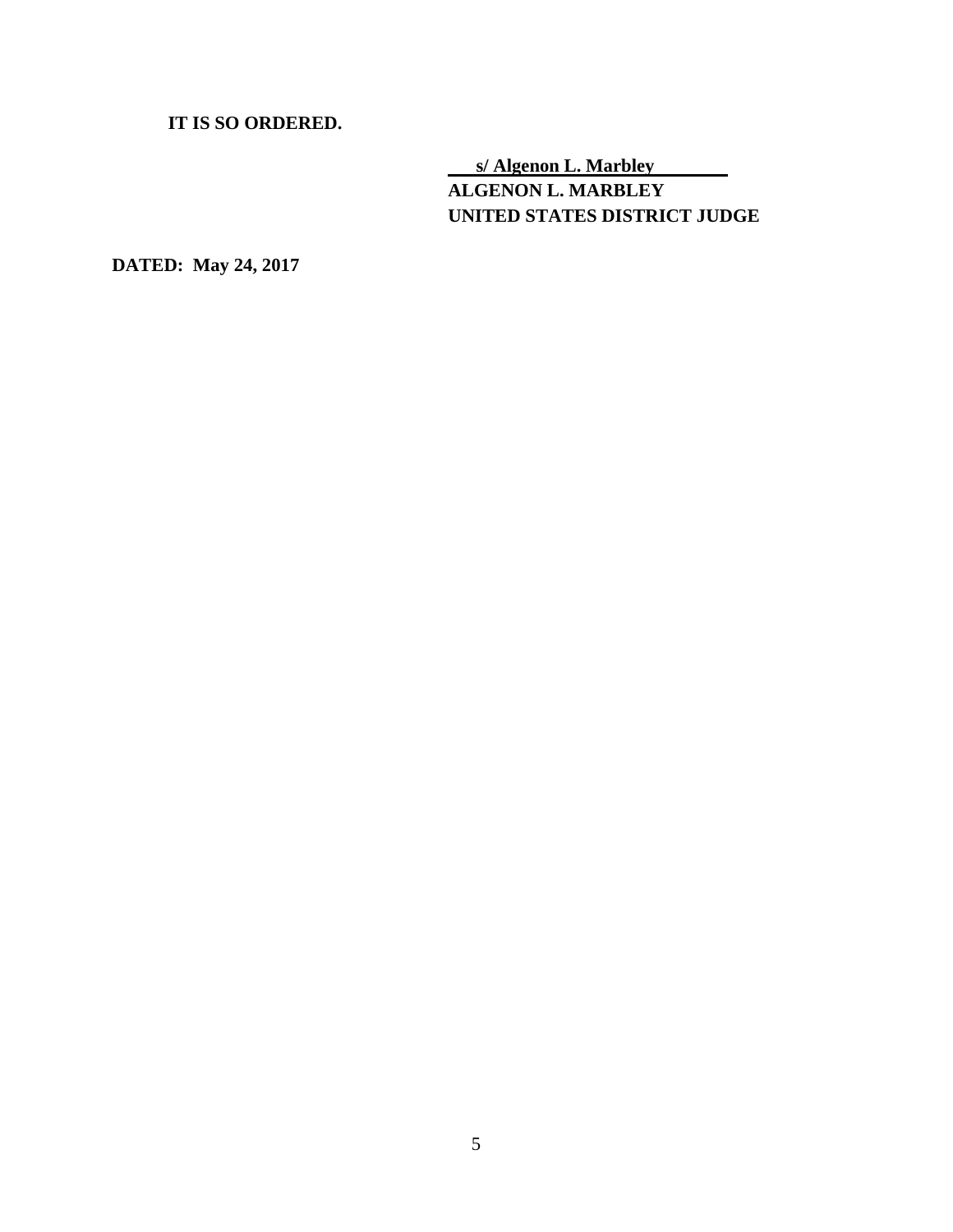**IT IS SO ORDERED.**

**s/ Algenon L. Marbley**
**ALGENON L. MARBLEY**
**UNITED STATES DISTRICT JUDGE**

**DATED: May 24, 2017**